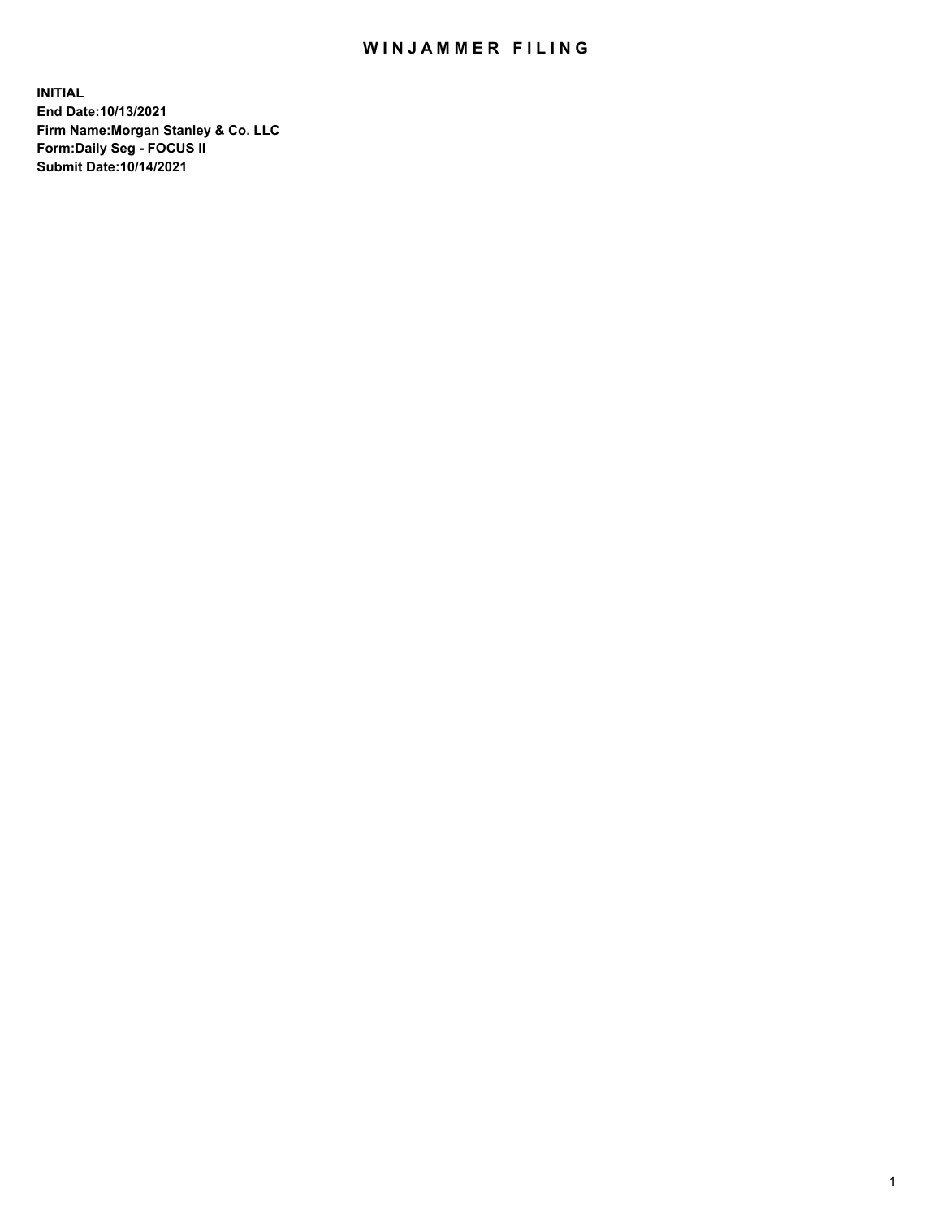# WINJAMMER FILING

**INITIAL**
**End Date:10/13/2021**
**Firm Name:Morgan Stanley & Co. LLC**
**Form:Daily Seg - FOCUS II**
**Submit Date:10/14/2021**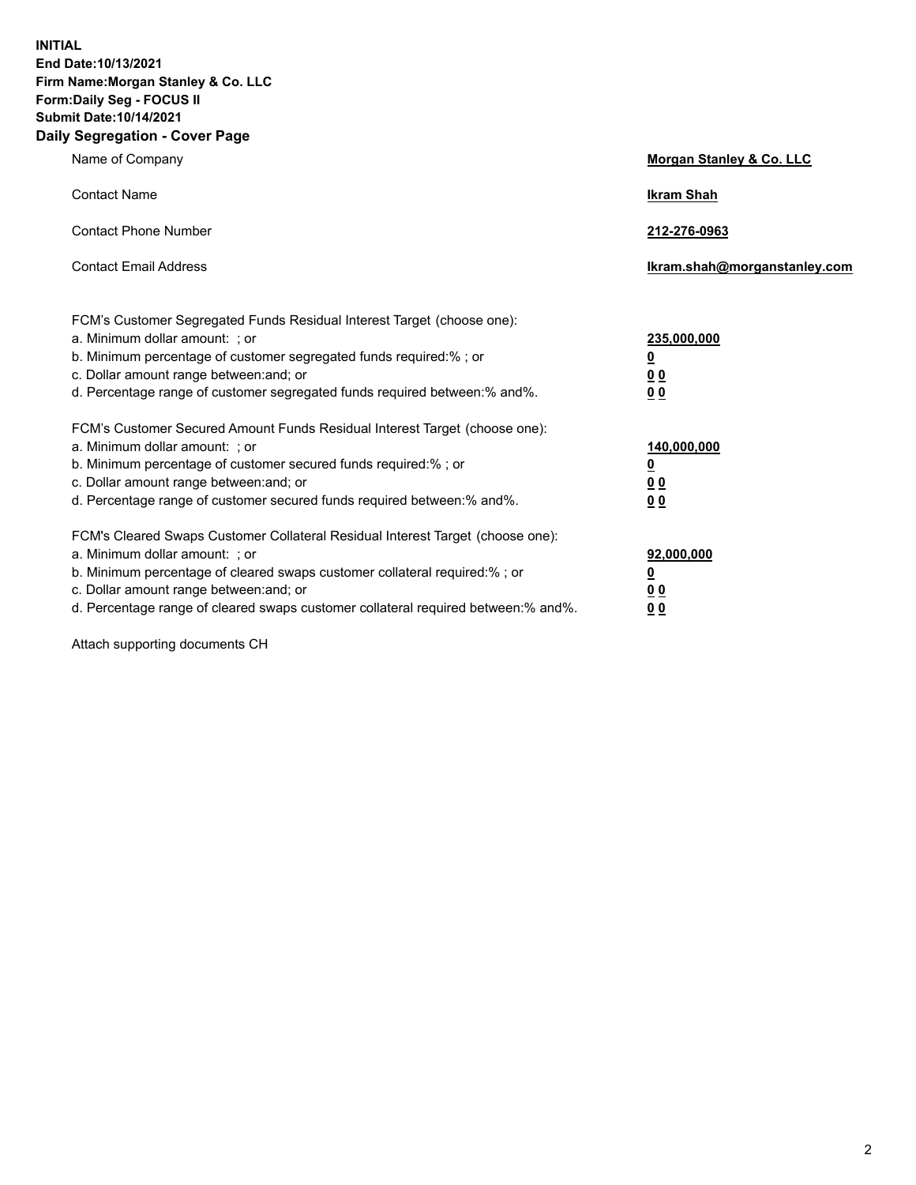**INITIAL**
**End Date:10/13/2021**
**Firm Name:Morgan Stanley & Co. LLC**
**Form:Daily Seg - FOCUS II**
**Submit Date:10/14/2021**

## Daily Segregation - Cover Page

| | |
|---|---|
| Name of Company | **Morgan Stanley & Co. LLC** |
| Contact Name | **Ikram Shah** |
| Contact Phone Number | **212-276-0963** |
| Contact Email Address | **Ikram.shah@morganstanley.com** |

| | |
|---|---|
| FCM's Customer Segregated Funds Residual Interest Target (choose one): | |
| a. Minimum dollar amount: ; or | **235,000,000** |
| b. Minimum percentage of customer segregated funds required:% ; or | **0** |
| c. Dollar amount range between:and; or | **0 0** |
| d. Percentage range of customer segregated funds required between:% and%. | **0 0** |
| FCM's Customer Secured Amount Funds Residual Interest Target (choose one): | |
| a. Minimum dollar amount: ; or | **140,000,000** |
| b. Minimum percentage of customer secured funds required:% ; or | **0** |
| c. Dollar amount range between:and; or | **0 0** |
| d. Percentage range of customer secured funds required between:% and%. | **0 0** |
| FCM's Cleared Swaps Customer Collateral Residual Interest Target (choose one): | |
| a. Minimum dollar amount: ; or | **92,000,000** |
| b. Minimum percentage of cleared swaps customer collateral required:% ; or | **0** |
| c. Dollar amount range between:and; or | **0 0** |
| d. Percentage range of cleared swaps customer collateral required between:% and%. | **0 0** |

Attach supporting documents CH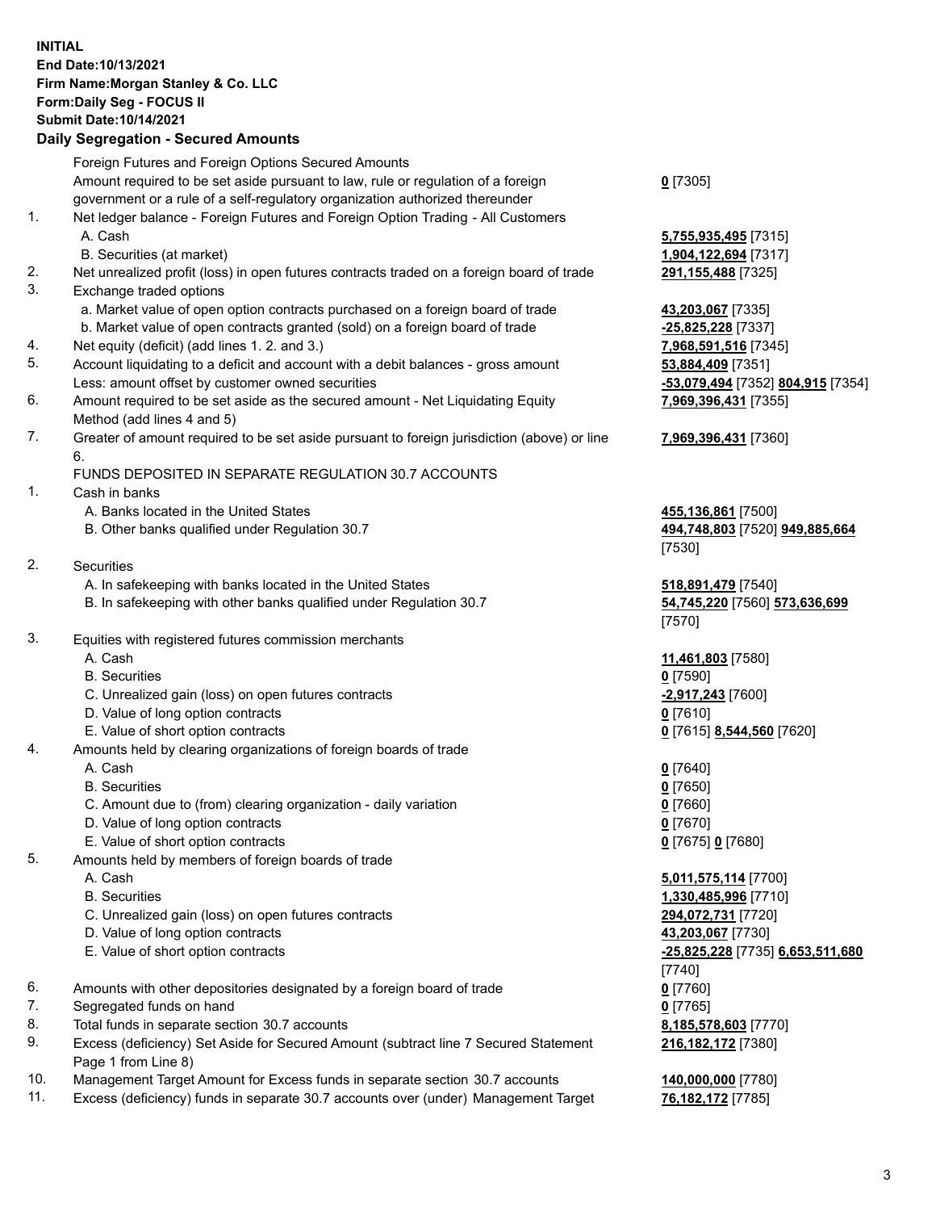**INITIAL**
**End Date:10/13/2021**
**Firm Name:Morgan Stanley & Co. LLC**
**Form:Daily Seg - FOCUS II**
**Submit Date:10/14/2021**

### Daily Segregation - Secured Amounts

| | | |
|---|---|---|
| | Foreign Futures and Foreign Options Secured Amounts | |
| | Amount required to be set aside pursuant to law, rule or regulation of a foreign government or a rule of a self-regulatory organization authorized thereunder | **0** [7305] |
| 1. | Net ledger balance - Foreign Futures and Foreign Option Trading - All Customers | |
| | A. Cash | **5,755,935,495** [7315] |
| | B. Securities (at market) | **1,904,122,694** [7317] |
| 2. | Net unrealized profit (loss) in open futures contracts traded on a foreign board of trade | **291,155,488** [7325] |
| 3. | Exchange traded options | |
| | a. Market value of open option contracts purchased on a foreign board of trade | **43,203,067** [7335] |
| | b. Market value of open contracts granted (sold) on a foreign board of trade | **-25,825,228** [7337] |
| 4. | Net equity (deficit) (add lines 1. 2. and 3.) | **7,968,591,516** [7345] |
| 5. | Account liquidating to a deficit and account with a debit balances - gross amount | **53,884,409** [7351] |
| | Less: amount offset by customer owned securities | **-53,079,494** [7352] **804,915** [7354] |
| 6. | Amount required to be set aside as the secured amount - Net Liquidating Equity Method (add lines 4 and 5) | **7,969,396,431** [7355] |
| 7. | Greater of amount required to be set aside pursuant to foreign jurisdiction (above) or line 6. | **7,969,396,431** [7360] |
| | FUNDS DEPOSITED IN SEPARATE REGULATION 30.7 ACCOUNTS | |
| 1. | Cash in banks | |
| | A. Banks located in the United States | **455,136,861** [7500] |
| | B. Other banks qualified under Regulation 30.7 | **494,748,803** [7520] **949,885,664** [7530] |
| 2. | Securities | |
| | A. In safekeeping with banks located in the United States | **518,891,479** [7540] |
| | B. In safekeeping with other banks qualified under Regulation 30.7 | **54,745,220** [7560] **573,636,699** [7570] |
| 3. | Equities with registered futures commission merchants | |
| | A. Cash | **11,461,803** [7580] |
| | B. Securities | **0** [7590] |
| | C. Unrealized gain (loss) on open futures contracts | **-2,917,243** [7600] |
| | D. Value of long option contracts | **0** [7610] |
| | E. Value of short option contracts | **0** [7615] **8,544,560** [7620] |
| 4. | Amounts held by clearing organizations of foreign boards of trade | |
| | A. Cash | **0** [7640] |
| | B. Securities | **0** [7650] |
| | C. Amount due to (from) clearing organization - daily variation | **0** [7660] |
| | D. Value of long option contracts | **0** [7670] |
| | E. Value of short option contracts | **0** [7675] **0** [7680] |
| 5. | Amounts held by members of foreign boards of trade | |
| | A. Cash | **5,011,575,114** [7700] |
| | B. Securities | **1,330,485,996** [7710] |
| | C. Unrealized gain (loss) on open futures contracts | **294,072,731** [7720] |
| | D. Value of long option contracts | **43,203,067** [7730] |
| | E. Value of short option contracts | **-25,825,228** [7735] **6,653,511,680** [7740] |
| 6. | Amounts with other depositories designated by a foreign board of trade | **0** [7760] |
| 7. | Segregated funds on hand | **0** [7765] |
| 8. | Total funds in separate section 30.7 accounts | **8,185,578,603** [7770] |
| 9. | Excess (deficiency) Set Aside for Secured Amount (subtract line 7 Secured Statement Page 1 from Line 8) | **216,182,172** [7380] |
| 10. | Management Target Amount for Excess funds in separate section 30.7 accounts | **140,000,000** [7780] |
| 11. | Excess (deficiency) funds in separate 30.7 accounts over (under) Management Target | **76,182,172** [7785] |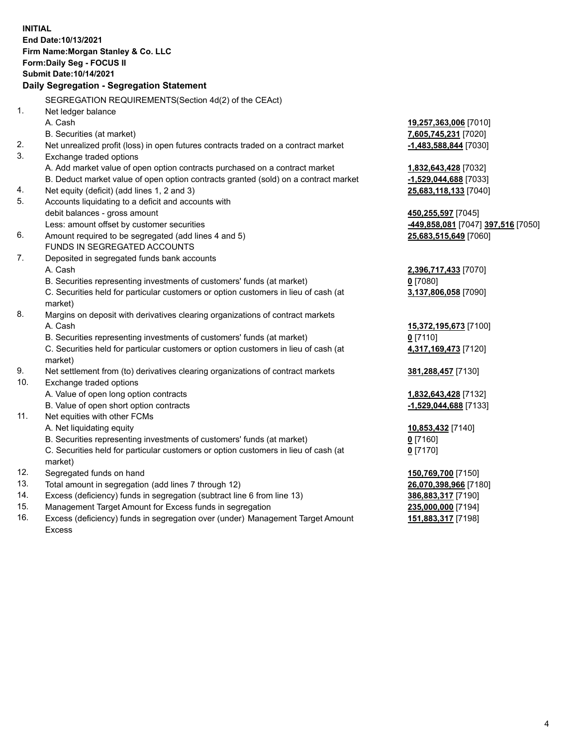**INITIAL**
**End Date:10/13/2021**
**Firm Name:Morgan Stanley & Co. LLC**
**Form:Daily Seg - FOCUS II**
**Submit Date:10/14/2021**

### Daily Segregation - Segregation Statement

| | | |
|---|---|---|
| | SEGREGATION REQUIREMENTS(Section 4d(2) of the CEAct) | |
| 1. | Net ledger balance | |
| | A. Cash | **19,257,363,006** [7010] |
| | B. Securities (at market) | **7,605,745,231** [7020] |
| 2. | Net unrealized profit (loss) in open futures contracts traded on a contract market | **-1,483,588,844** [7030] |
| 3. | Exchange traded options | |
| | A. Add market value of open option contracts purchased on a contract market | **1,832,643,428** [7032] |
| | B. Deduct market value of open option contracts granted (sold) on a contract market | **-1,529,044,688** [7033] |
| 4. | Net equity (deficit) (add lines 1, 2 and 3) | **25,683,118,133** [7040] |
| 5. | Accounts liquidating to a deficit and accounts with | |
| | debit balances - gross amount | **450,255,597** [7045] |
| | Less: amount offset by customer securities | **-449,858,081** [7047] **397,516** [7050] |
| 6. | Amount required to be segregated (add lines 4 and 5) | **25,683,515,649** [7060] |
| | FUNDS IN SEGREGATED ACCOUNTS | |
| 7. | Deposited in segregated funds bank accounts | |
| | A. Cash | **2,396,717,433** [7070] |
| | B. Securities representing investments of customers' funds (at market) | **0** [7080] |
| | C. Securities held for particular customers or option customers in lieu of cash (at market) | **3,137,806,058** [7090] |
| 8. | Margins on deposit with derivatives clearing organizations of contract markets | |
| | A. Cash | **15,372,195,673** [7100] |
| | B. Securities representing investments of customers' funds (at market) | **0** [7110] |
| | C. Securities held for particular customers or option customers in lieu of cash (at market) | **4,317,169,473** [7120] |
| 9. | Net settlement from (to) derivatives clearing organizations of contract markets | **381,288,457** [7130] |
| 10. | Exchange traded options | |
| | A. Value of open long option contracts | **1,832,643,428** [7132] |
| | B. Value of open short option contracts | **-1,529,044,688** [7133] |
| 11. | Net equities with other FCMs | |
| | A. Net liquidating equity | **10,853,432** [7140] |
| | B. Securities representing investments of customers' funds (at market) | **0** [7160] |
| | C. Securities held for particular customers or option customers in lieu of cash (at market) | **0** [7170] |
| 12. | Segregated funds on hand | **150,769,700** [7150] |
| 13. | Total amount in segregation (add lines 7 through 12) | **26,070,398,966** [7180] |
| 14. | Excess (deficiency) funds in segregation (subtract line 6 from line 13) | **386,883,317** [7190] |
| 15. | Management Target Amount for Excess funds in segregation | **235,000,000** [7194] |
| 16. | Excess (deficiency) funds in segregation over (under) Management Target Amount Excess | **151,883,317** [7198] |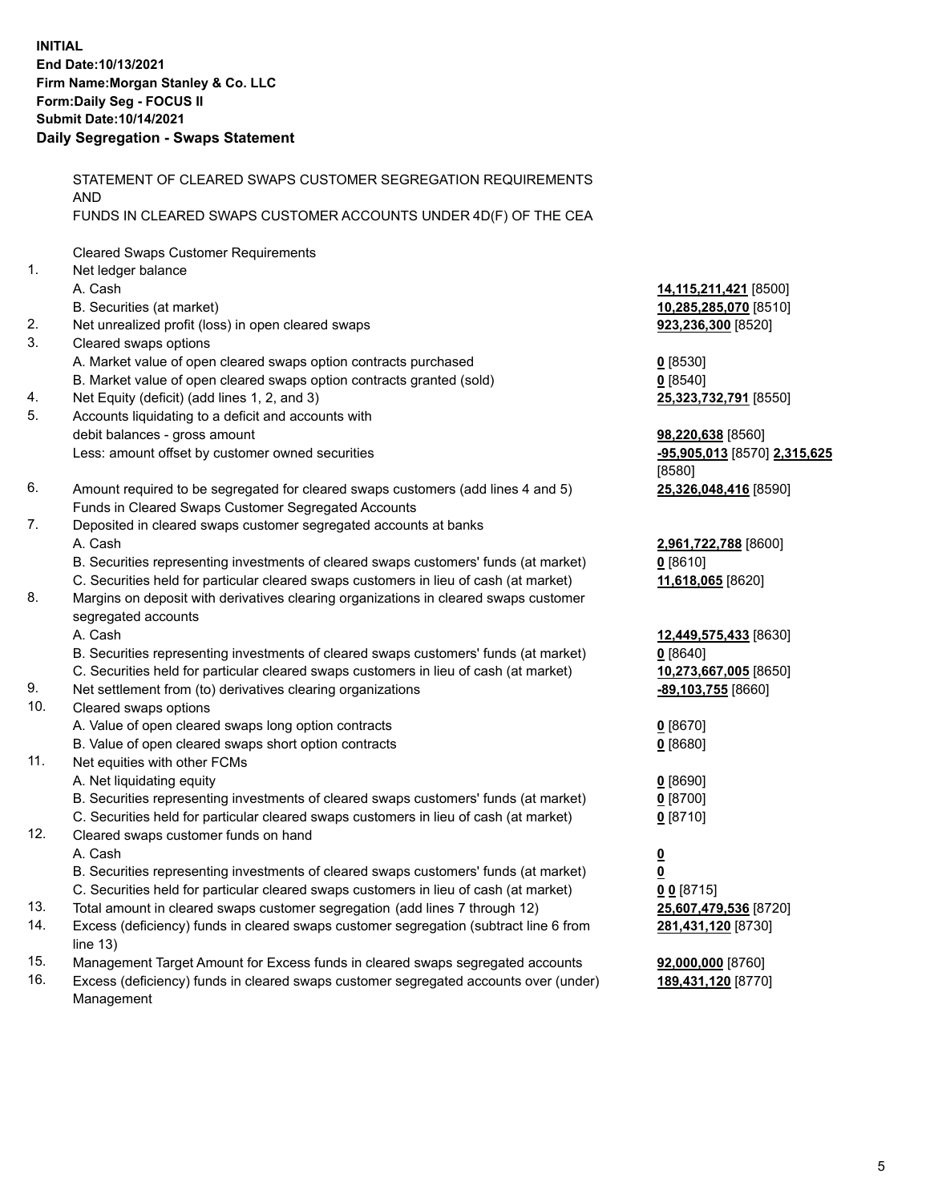**INITIAL**
**End Date:10/13/2021**
**Firm Name:Morgan Stanley & Co. LLC**
**Form:Daily Seg - FOCUS II**
**Submit Date:10/14/2021**
**Daily Segregation - Swaps Statement**

STATEMENT OF CLEARED SWAPS CUSTOMER SEGREGATION REQUIREMENTS AND FUNDS IN CLEARED SWAPS CUSTOMER ACCOUNTS UNDER 4D(F) OF THE CEA

| | | |
|---|---|---|
| | Cleared Swaps Customer Requirements | |
| 1. | Net ledger balance | |
| | A. Cash | **14,115,211,421** [8500] |
| | B. Securities (at market) | **10,285,285,070** [8510] |
| 2. | Net unrealized profit (loss) in open cleared swaps | **923,236,300** [8520] |
| 3. | Cleared swaps options | |
| | A. Market value of open cleared swaps option contracts purchased | **0** [8530] |
| | B. Market value of open cleared swaps option contracts granted (sold) | **0** [8540] |
| 4. | Net Equity (deficit) (add lines 1, 2, and 3) | **25,323,732,791** [8550] |
| 5. | Accounts liquidating to a deficit and accounts with debit balances - gross amount | **98,220,638** [8560] |
| | Less: amount offset by customer owned securities | **-95,905,013** [8570] **2,315,625** [8580] |
| 6. | Amount required to be segregated for cleared swaps customers (add lines 4 and 5) | **25,326,048,416** [8590] |
| | Funds in Cleared Swaps Customer Segregated Accounts | |
| 7. | Deposited in cleared swaps customer segregated accounts at banks | |
| | A. Cash | **2,961,722,788** [8600] |
| | B. Securities representing investments of cleared swaps customers' funds (at market) | **0** [8610] |
| | C. Securities held for particular cleared swaps customers in lieu of cash (at market) | **11,618,065** [8620] |
| 8. | Margins on deposit with derivatives clearing organizations in cleared swaps customer segregated accounts | |
| | A. Cash | **12,449,575,433** [8630] |
| | B. Securities representing investments of cleared swaps customers' funds (at market) | **0** [8640] |
| | C. Securities held for particular cleared swaps customers in lieu of cash (at market) | **10,273,667,005** [8650] |
| 9. | Net settlement from (to) derivatives clearing organizations | **-89,103,755** [8660] |
| 10. | Cleared swaps options | |
| | A. Value of open cleared swaps long option contracts | **0** [8670] |
| | B. Value of open cleared swaps short option contracts | **0** [8680] |
| 11. | Net equities with other FCMs | |
| | A. Net liquidating equity | **0** [8690] |
| | B. Securities representing investments of cleared swaps customers' funds (at market) | **0** [8700] |
| | C. Securities held for particular cleared swaps customers in lieu of cash (at market) | **0** [8710] |
| 12. | Cleared swaps customer funds on hand | |
| | A. Cash | **0** |
| | B. Securities representing investments of cleared swaps customers' funds (at market) | **0** |
| | C. Securities held for particular cleared swaps customers in lieu of cash (at market) | **0** **0** [8715] |
| 13. | Total amount in cleared swaps customer segregation (add lines 7 through 12) | **25,607,479,536** [8720] |
| 14. | Excess (deficiency) funds in cleared swaps customer segregation (subtract line 6 from line 13) | **281,431,120** [8730] |
| 15. | Management Target Amount for Excess funds in cleared swaps segregated accounts | **92,000,000** [8760] |
| 16. | Excess (deficiency) funds in cleared swaps customer segregated accounts over (under) Management | **189,431,120** [8770] |